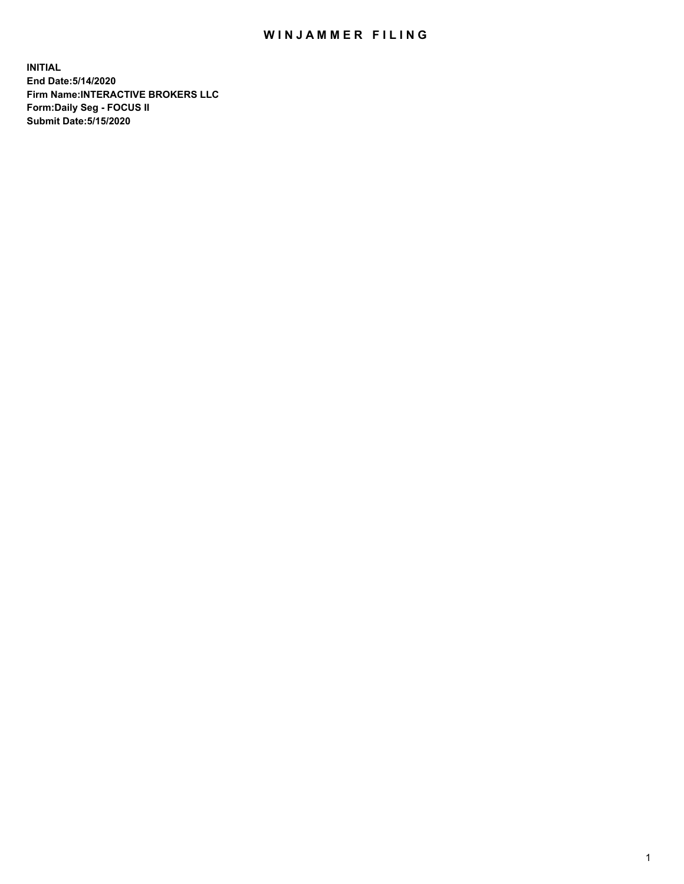# WINJAMMER FILING

**INITIAL**
**End Date:5/14/2020**
**Firm Name:INTERACTIVE BROKERS LLC**
**Form:Daily Seg - FOCUS II**
**Submit Date:5/15/2020**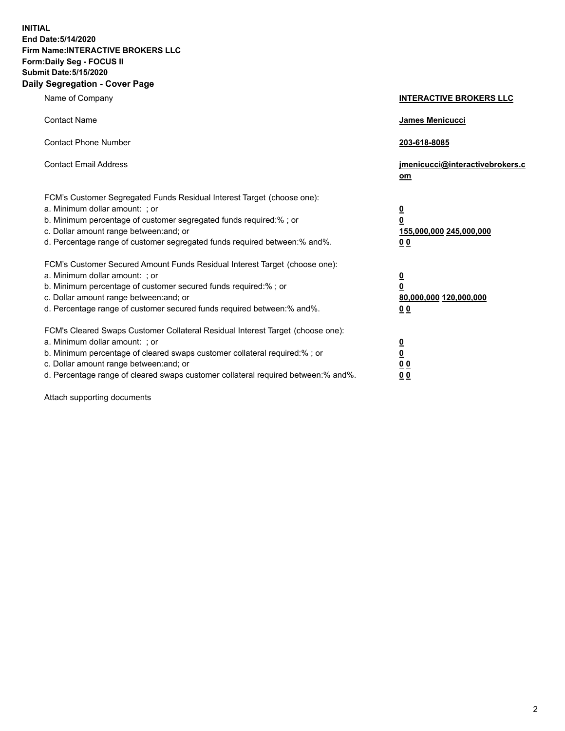**INITIAL**
**End Date:5/14/2020**
**Firm Name:INTERACTIVE BROKERS LLC**
**Form:Daily Seg - FOCUS II**
**Submit Date:5/15/2020**
**Daily Segregation - Cover Page**

| | |
|---|---|
| Name of Company | **INTERACTIVE BROKERS LLC** |
| Contact Name | **James Menicucci** |
| Contact Phone Number | **203-618-8085** |
| Contact Email Address | **jmenicucci@interactivebrokers.com** |
| FCM's Customer Segregated Funds Residual Interest Target (choose one): | |
| a. Minimum dollar amount: ; or | **0** |
| b. Minimum percentage of customer segregated funds required:% ; or | **0** |
| c. Dollar amount range between:and; or | **155,000,000 245,000,000** |
| d. Percentage range of customer segregated funds required between:% and%. | **0 0** |
| FCM's Customer Secured Amount Funds Residual Interest Target (choose one): | |
| a. Minimum dollar amount: ; or | **0** |
| b. Minimum percentage of customer secured funds required:% ; or | **0** |
| c. Dollar amount range between:and; or | **80,000,000 120,000,000** |
| d. Percentage range of customer secured funds required between:% and%. | **0 0** |
| FCM's Cleared Swaps Customer Collateral Residual Interest Target (choose one): | |
| a. Minimum dollar amount: ; or | **0** |
| b. Minimum percentage of cleared swaps customer collateral required:% ; or | **0** |
| c. Dollar amount range between:and; or | **0 0** |
| d. Percentage range of cleared swaps customer collateral required between:% and%. | **0 0** |

Attach supporting documents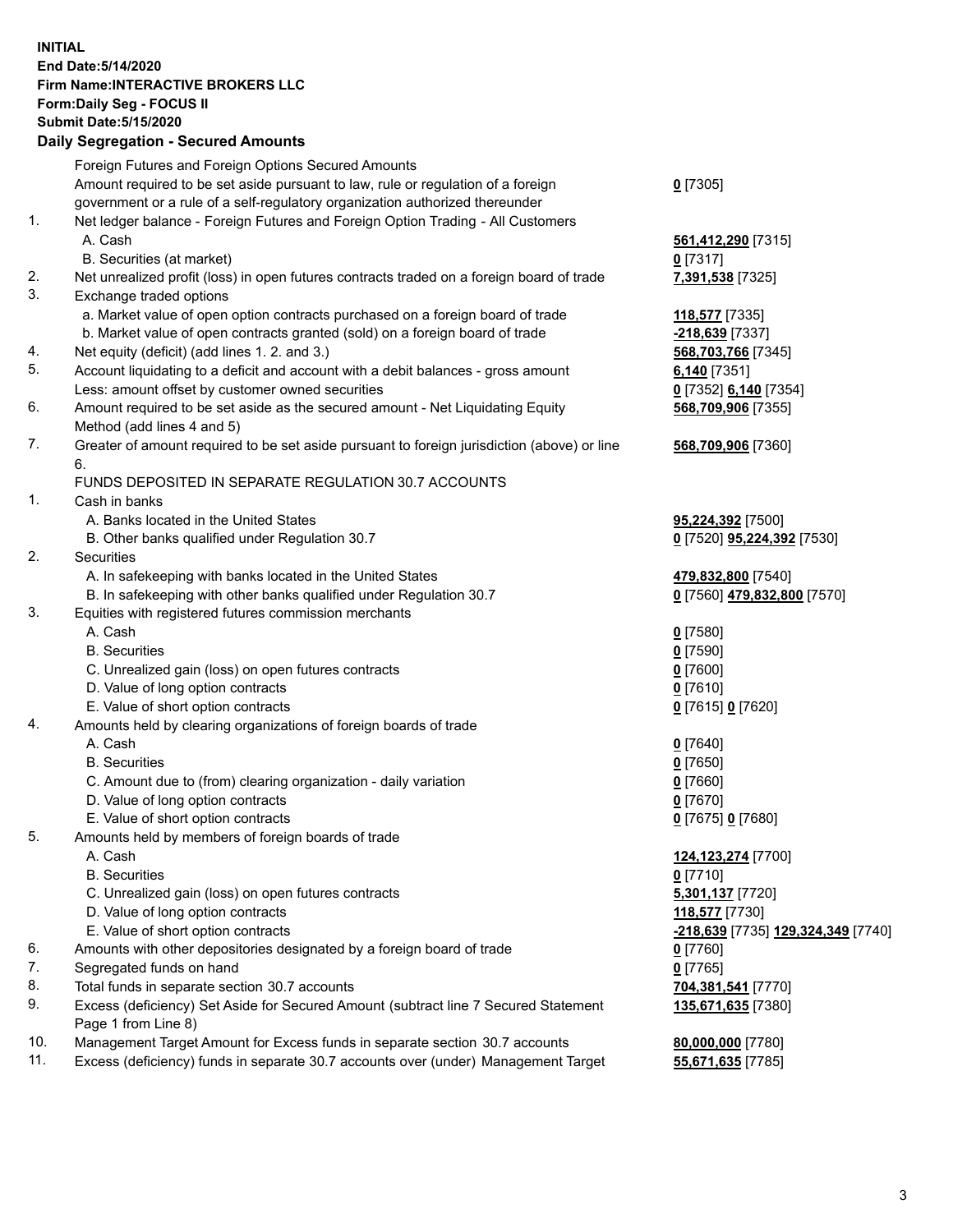**INITIAL**
**End Date:5/14/2020**
**Firm Name:INTERACTIVE BROKERS LLC**
**Form:Daily Seg - FOCUS II**
**Submit Date:5/15/2020**

## Daily Segregation - Secured Amounts

| | | |
|---|---|---|
| | Foreign Futures and Foreign Options Secured Amounts | |
| | Amount required to be set aside pursuant to law, rule or regulation of a foreign government or a rule of a self-regulatory organization authorized thereunder | **0** [7305] |
| 1. | Net ledger balance - Foreign Futures and Foreign Option Trading - All Customers | |
| | A. Cash | **561,412,290** [7315] |
| | B. Securities (at market) | **0** [7317] |
| 2. | Net unrealized profit (loss) in open futures contracts traded on a foreign board of trade | **7,391,538** [7325] |
| 3. | Exchange traded options | |
| | a. Market value of open option contracts purchased on a foreign board of trade | **118,577** [7335] |
| | b. Market value of open contracts granted (sold) on a foreign board of trade | **-218,639** [7337] |
| 4. | Net equity (deficit) (add lines 1. 2. and 3.) | **568,703,766** [7345] |
| 5. | Account liquidating to a deficit and account with a debit balances - gross amount | **6,140** [7351] |
| | Less: amount offset by customer owned securities | **0** [7352] **6,140** [7354] |
| 6. | Amount required to be set aside as the secured amount - Net Liquidating Equity Method (add lines 4 and 5) | **568,709,906** [7355] |
| 7. | Greater of amount required to be set aside pursuant to foreign jurisdiction (above) or line 6. | **568,709,906** [7360] |
| | FUNDS DEPOSITED IN SEPARATE REGULATION 30.7 ACCOUNTS | |
| 1. | Cash in banks | |
| | A. Banks located in the United States | **95,224,392** [7500] |
| | B. Other banks qualified under Regulation 30.7 | **0** [7520] **95,224,392** [7530] |
| 2. | Securities | |
| | A. In safekeeping with banks located in the United States | **479,832,800** [7540] |
| | B. In safekeeping with other banks qualified under Regulation 30.7 | **0** [7560] **479,832,800** [7570] |
| 3. | Equities with registered futures commission merchants | |
| | A. Cash | **0** [7580] |
| | B. Securities | **0** [7590] |
| | C. Unrealized gain (loss) on open futures contracts | **0** [7600] |
| | D. Value of long option contracts | **0** [7610] |
| | E. Value of short option contracts | **0** [7615] **0** [7620] |
| 4. | Amounts held by clearing organizations of foreign boards of trade | |
| | A. Cash | **0** [7640] |
| | B. Securities | **0** [7650] |
| | C. Amount due to (from) clearing organization - daily variation | **0** [7660] |
| | D. Value of long option contracts | **0** [7670] |
| | E. Value of short option contracts | **0** [7675] **0** [7680] |
| 5. | Amounts held by members of foreign boards of trade | |
| | A. Cash | **124,123,274** [7700] |
| | B. Securities | **0** [7710] |
| | C. Unrealized gain (loss) on open futures contracts | **5,301,137** [7720] |
| | D. Value of long option contracts | **118,577** [7730] |
| | E. Value of short option contracts | **-218,639** [7735] **129,324,349** [7740] |
| 6. | Amounts with other depositories designated by a foreign board of trade | **0** [7760] |
| 7. | Segregated funds on hand | **0** [7765] |
| 8. | Total funds in separate section 30.7 accounts | **704,381,541** [7770] |
| 9. | Excess (deficiency) Set Aside for Secured Amount (subtract line 7 Secured Statement Page 1 from Line 8) | **135,671,635** [7380] |
| 10. | Management Target Amount for Excess funds in separate section 30.7 accounts | **80,000,000** [7780] |
| 11. | Excess (deficiency) funds in separate 30.7 accounts over (under) Management Target | **55,671,635** [7785] |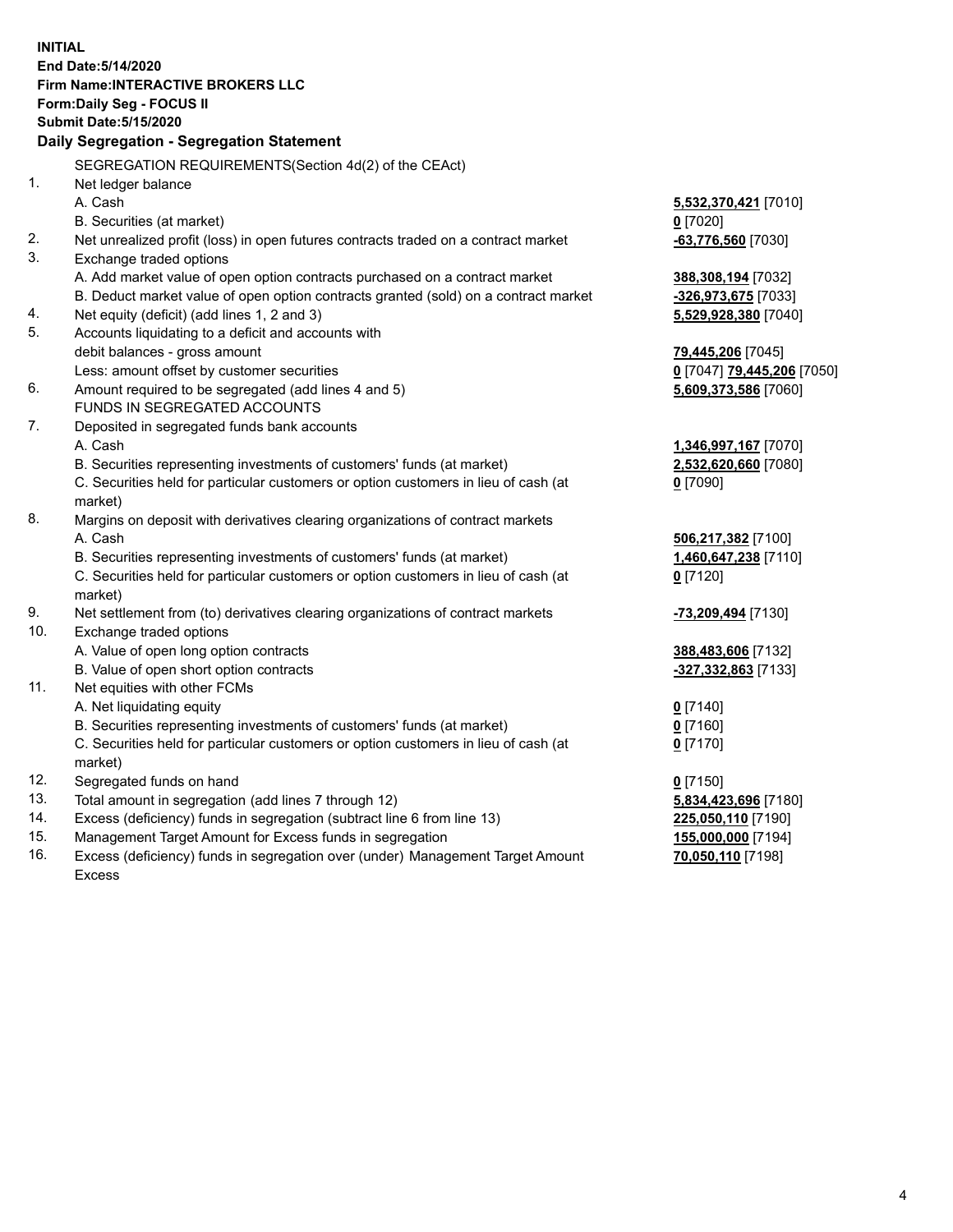**INITIAL**
**End Date:5/14/2020**
**Firm Name:INTERACTIVE BROKERS LLC**
**Form:Daily Seg - FOCUS II**
**Submit Date:5/15/2020**

## Daily Segregation - Segregation Statement

SEGREGATION REQUIREMENTS(Section 4d(2) of the CEAct)

| | | |
|---|---|---|
| 1. | Net ledger balance | |
| | A. Cash | **5,532,370,421** [7010] |
| | B. Securities (at market) | **0** [7020] |
| 2. | Net unrealized profit (loss) in open futures contracts traded on a contract market | **-63,776,560** [7030] |
| 3. | Exchange traded options | |
| | A. Add market value of open option contracts purchased on a contract market | **388,308,194** [7032] |
| | B. Deduct market value of open option contracts granted (sold) on a contract market | **-326,973,675** [7033] |
| 4. | Net equity (deficit) (add lines 1, 2 and 3) | **5,529,928,380** [7040] |
| 5. | Accounts liquidating to a deficit and accounts with debit balances - gross amount | **79,445,206** [7045] |
| | Less: amount offset by customer securities | **0** [7047] **79,445,206** [7050] |
| 6. | Amount required to be segregated (add lines 4 and 5) | **5,609,373,586** [7060] |
| | FUNDS IN SEGREGATED ACCOUNTS | |
| 7. | Deposited in segregated funds bank accounts | |
| | A. Cash | **1,346,997,167** [7070] |
| | B. Securities representing investments of customers' funds (at market) | **2,532,620,660** [7080] |
| | C. Securities held for particular customers or option customers in lieu of cash (at market) | **0** [7090] |
| 8. | Margins on deposit with derivatives clearing organizations of contract markets | |
| | A. Cash | **506,217,382** [7100] |
| | B. Securities representing investments of customers' funds (at market) | **1,460,647,238** [7110] |
| | C. Securities held for particular customers or option customers in lieu of cash (at market) | **0** [7120] |
| 9. | Net settlement from (to) derivatives clearing organizations of contract markets | **-73,209,494** [7130] |
| 10. | Exchange traded options | |
| | A. Value of open long option contracts | **388,483,606** [7132] |
| | B. Value of open short option contracts | **-327,332,863** [7133] |
| 11. | Net equities with other FCMs | |
| | A. Net liquidating equity | **0** [7140] |
| | B. Securities representing investments of customers' funds (at market) | **0** [7160] |
| | C. Securities held for particular customers or option customers in lieu of cash (at market) | **0** [7170] |
| 12. | Segregated funds on hand | **0** [7150] |
| 13. | Total amount in segregation (add lines 7 through 12) | **5,834,423,696** [7180] |
| 14. | Excess (deficiency) funds in segregation (subtract line 6 from line 13) | **225,050,110** [7190] |
| 15. | Management Target Amount for Excess funds in segregation | **155,000,000** [7194] |
| 16. | Excess (deficiency) funds in segregation over (under) Management Target Amount Excess | **70,050,110** [7198] |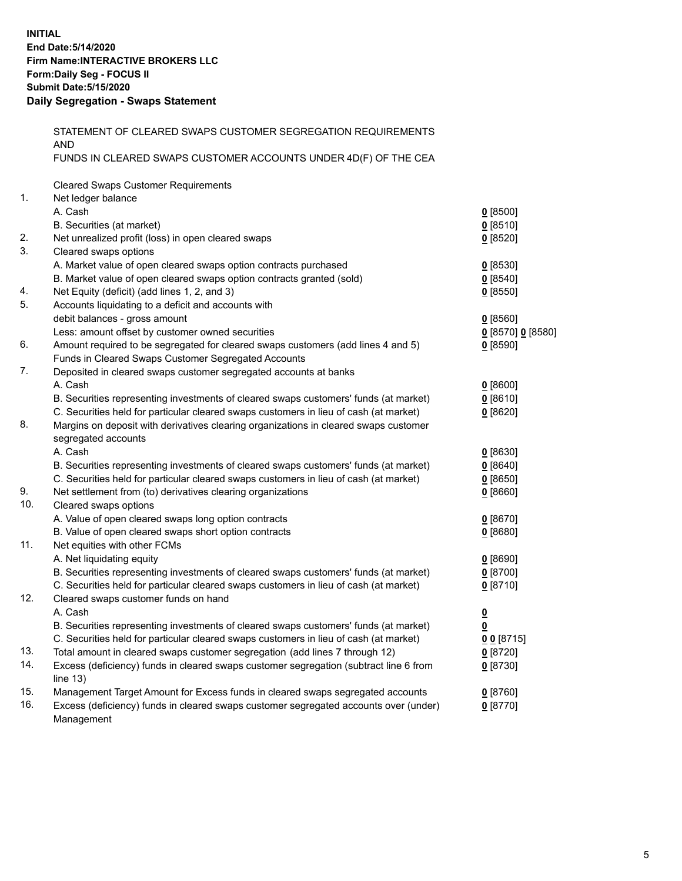**INITIAL**
**End Date:5/14/2020**
**Firm Name:INTERACTIVE BROKERS LLC**
**Form:Daily Seg - FOCUS II**
**Submit Date:5/15/2020**
**Daily Segregation - Swaps Statement**

STATEMENT OF CLEARED SWAPS CUSTOMER SEGREGATION REQUIREMENTS AND FUNDS IN CLEARED SWAPS CUSTOMER ACCOUNTS UNDER 4D(F) OF THE CEA

| | | |
|---|---|---|
| | Cleared Swaps Customer Requirements | |
| 1. | Net ledger balance | |
| | A. Cash | 0 [8500] |
| | B. Securities (at market) | 0 [8510] |
| 2. | Net unrealized profit (loss) in open cleared swaps | 0 [8520] |
| 3. | Cleared swaps options | |
| | A. Market value of open cleared swaps option contracts purchased | 0 [8530] |
| | B. Market value of open cleared swaps option contracts granted (sold) | 0 [8540] |
| 4. | Net Equity (deficit) (add lines 1, 2, and 3) | 0 [8550] |
| 5. | Accounts liquidating to a deficit and accounts with debit balances - gross amount | 0 [8560] |
| | Less: amount offset by customer owned securities | 0 [8570] 0 [8580] |
| 6. | Amount required to be segregated for cleared swaps customers (add lines 4 and 5) | 0 [8590] |
| | Funds in Cleared Swaps Customer Segregated Accounts | |
| 7. | Deposited in cleared swaps customer segregated accounts at banks | |
| | A. Cash | 0 [8600] |
| | B. Securities representing investments of cleared swaps customers' funds (at market) | 0 [8610] |
| | C. Securities held for particular cleared swaps customers in lieu of cash (at market) | 0 [8620] |
| 8. | Margins on deposit with derivatives clearing organizations in cleared swaps customer segregated accounts | |
| | A. Cash | 0 [8630] |
| | B. Securities representing investments of cleared swaps customers' funds (at market) | 0 [8640] |
| | C. Securities held for particular cleared swaps customers in lieu of cash (at market) | 0 [8650] |
| 9. | Net settlement from (to) derivatives clearing organizations | 0 [8660] |
| 10. | Cleared swaps options | |
| | A. Value of open cleared swaps long option contracts | 0 [8670] |
| | B. Value of open cleared swaps short option contracts | 0 [8680] |
| 11. | Net equities with other FCMs | |
| | A. Net liquidating equity | 0 [8690] |
| | B. Securities representing investments of cleared swaps customers' funds (at market) | 0 [8700] |
| | C. Securities held for particular cleared swaps customers in lieu of cash (at market) | 0 [8710] |
| 12. | Cleared swaps customer funds on hand | |
| | A. Cash | 0 |
| | B. Securities representing investments of cleared swaps customers' funds (at market) | 0 |
| | C. Securities held for particular cleared swaps customers in lieu of cash (at market) | 0 0 [8715] |
| 13. | Total amount in cleared swaps customer segregation (add lines 7 through 12) | 0 [8720] |
| 14. | Excess (deficiency) funds in cleared swaps customer segregation (subtract line 6 from line 13) | 0 [8730] |
| 15. | Management Target Amount for Excess funds in cleared swaps segregated accounts | 0 [8760] |
| 16. | Excess (deficiency) funds in cleared swaps customer segregated accounts over (under) Management | 0 [8770] |